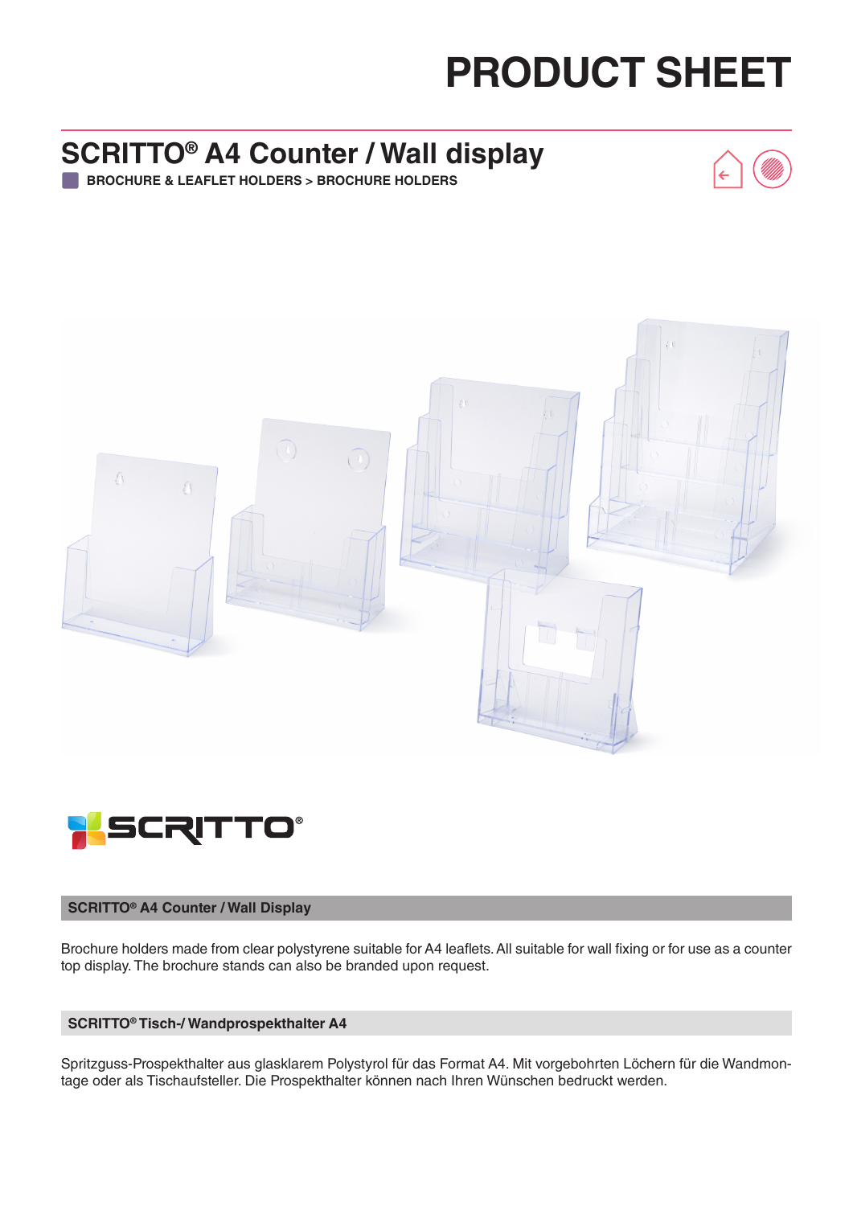# PRODUCT SHEET

## SCRITTO® A4 Counter / Wall display

BROCHURE & LEAFLET HOLDERS > BROCHURE HOLDERS

SCRITTO®

### SCRITTO® A4 Counter / Wall Display

Brochure holders made from clear polystyrene suitable for A4 leaflets. All suitable for wall fixing or for use as a counter top display. The brochure stands can also be branded upon request.

### SCRITTO® Tisch-/ Wandprospekthalter A4

Spritzguss-Prospekthalter aus glasklarem Polystyrol für das Format A4. Mit vorgebohrten Löchern für die Wandmontage oder als Tischaufsteller. Die Prospekthalter können nach Ihren Wünschen bedruckt werden.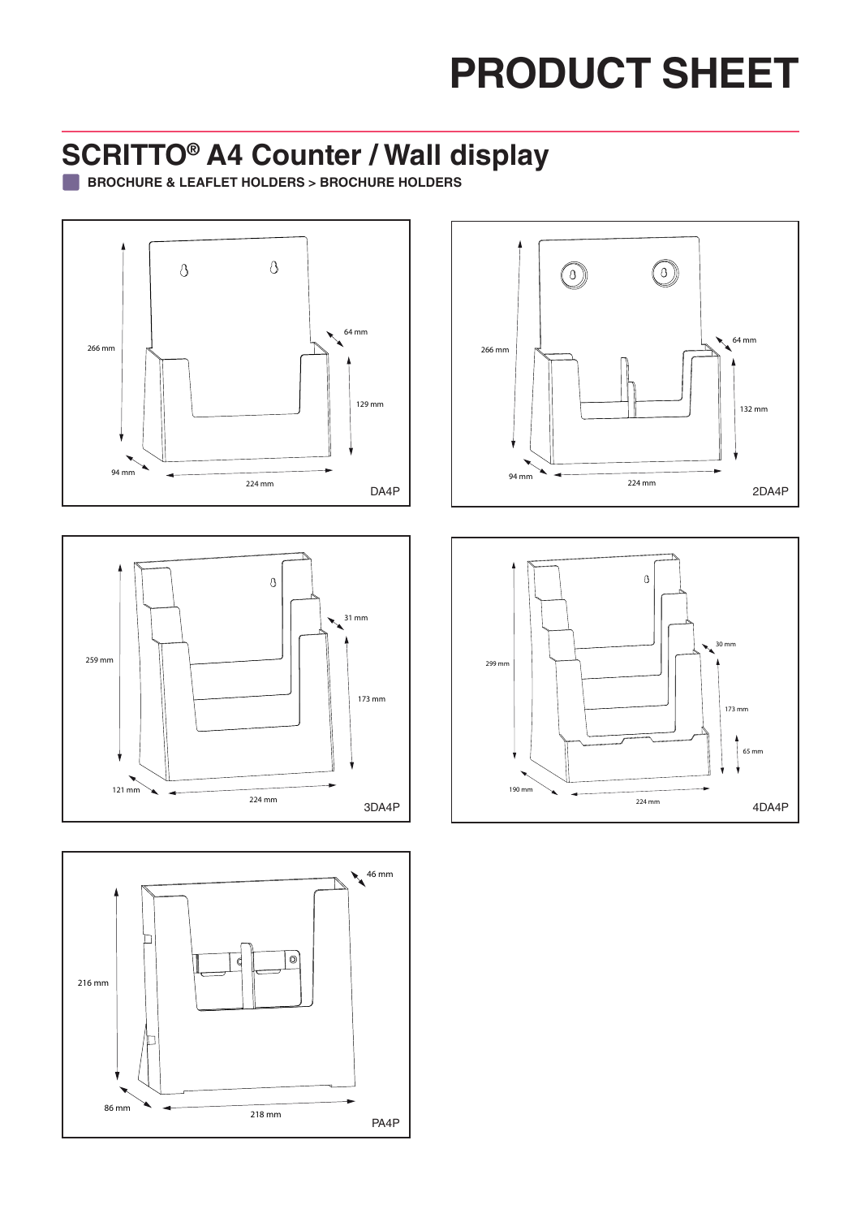# PRODUCT SHEET

## SCRITTO® A4 Counter / Wall display

**BROCHURE & LEAFLET HOLDERS > BROCHURE HOLDERS**

266 mm
64 mm
129 mm
94 mm
224 mm
DA4P

266 mm
64 mm
132 mm
94 mm
224 mm
2DA4P

259 mm
31 mm
173 mm
121 mm
224 mm
3DA4P

299 mm
30 mm
173 mm
65 mm
190 mm
224 mm
4DA4P

46 mm
216 mm
86 mm
218 mm
PA4P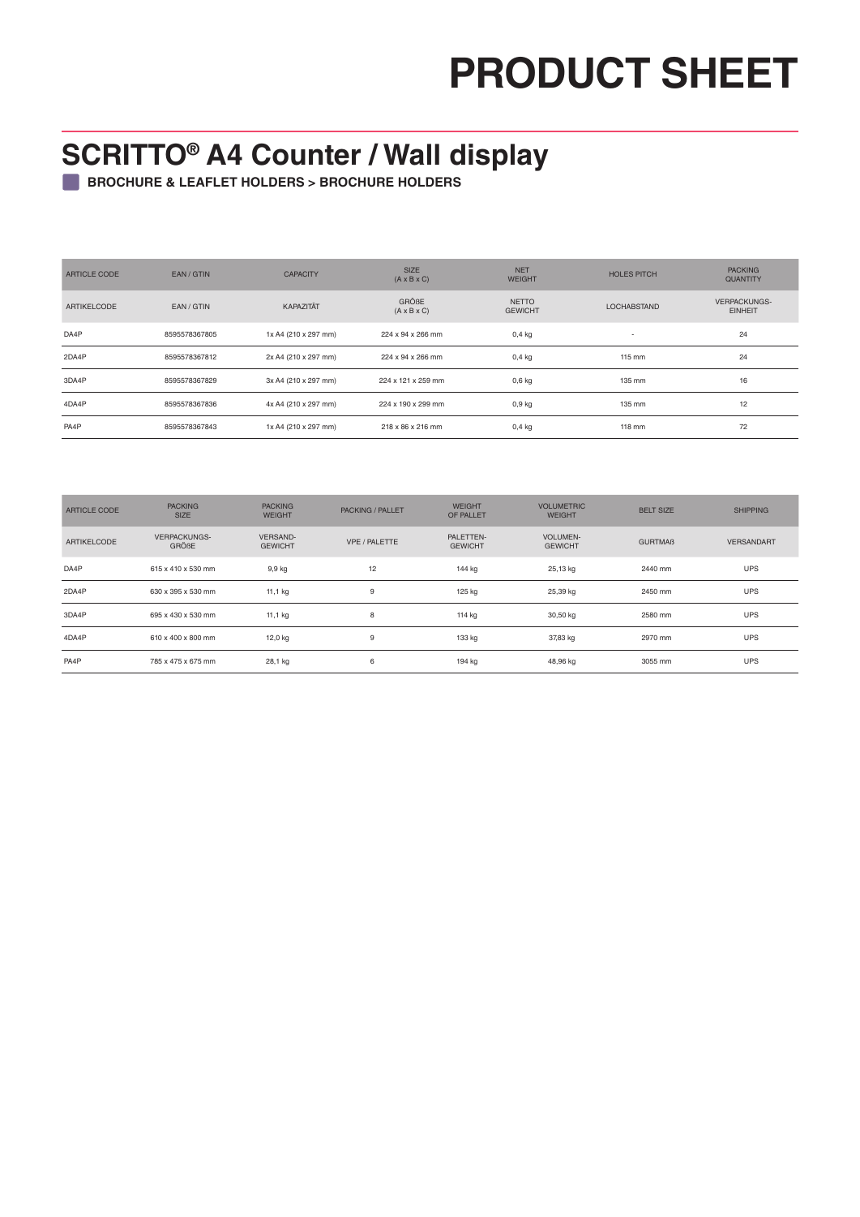# PRODUCT SHEET

## SCRITTO® A4 Counter / Wall display

**BROCHURE & LEAFLET HOLDERS > BROCHURE HOLDERS**

| ARTICLE CODE | EAN / GTIN | CAPACITY | SIZE (A x B x C) | NET WEIGHT | HOLES PITCH | PACKING QUANTITY |
|---|---|---|---|---|---|---|
| ARTIKELCODE | EAN / GTIN | KAPAZITÄT | GRÖßE (A x B x C) | NETTO GEWICHT | LOCHABSTAND | VERPACKUNGS-EINHEIT |
| DA4P | 8595578367805 | 1x A4 (210 x 297 mm) | 224 x 94 x 266 mm | 0,4 kg | - | 24 |
| 2DA4P | 8595578367812 | 2x A4 (210 x 297 mm) | 224 x 94 x 266 mm | 0,4 kg | 115 mm | 24 |
| 3DA4P | 8595578367829 | 3x A4 (210 x 297 mm) | 224 x 121 x 259 mm | 0,6 kg | 135 mm | 16 |
| 4DA4P | 8595578367836 | 4x A4 (210 x 297 mm) | 224 x 190 x 299 mm | 0,9 kg | 135 mm | 12 |
| PA4P | 8595578367843 | 1x A4 (210 x 297 mm) | 218 x 86 x 216 mm | 0,4 kg | 118 mm | 72 |

| ARTICLE CODE | PACKING SIZE | PACKING WEIGHT | PACKING / PALLET | WEIGHT OF PALLET | VOLUMETRIC WEIGHT | BELT SIZE | SHIPPING |
|---|---|---|---|---|---|---|---|
| ARTIKELCODE | VERPACKUNGS-GRÖßE | VERSAND-GEWICHT | VPE / PALETTE | PALETTEN-GEWICHT | VOLUMEN-GEWICHT | GURTMAß | VERSANDART |
| DA4P | 615 x 410 x 530 mm | 9,9 kg | 12 | 144 kg | 25,13 kg | 2440 mm | UPS |
| 2DA4P | 630 x 395 x 530 mm | 11,1 kg | 9 | 125 kg | 25,39 kg | 2450 mm | UPS |
| 3DA4P | 695 x 430 x 530 mm | 11,1 kg | 8 | 114 kg | 30,50 kg | 2580 mm | UPS |
| 4DA4P | 610 x 400 x 800 mm | 12,0 kg | 9 | 133 kg | 37,83 kg | 2970 mm | UPS |
| PA4P | 785 x 475 x 675 mm | 28,1 kg | 6 | 194 kg | 48,96 kg | 3055 mm | UPS |